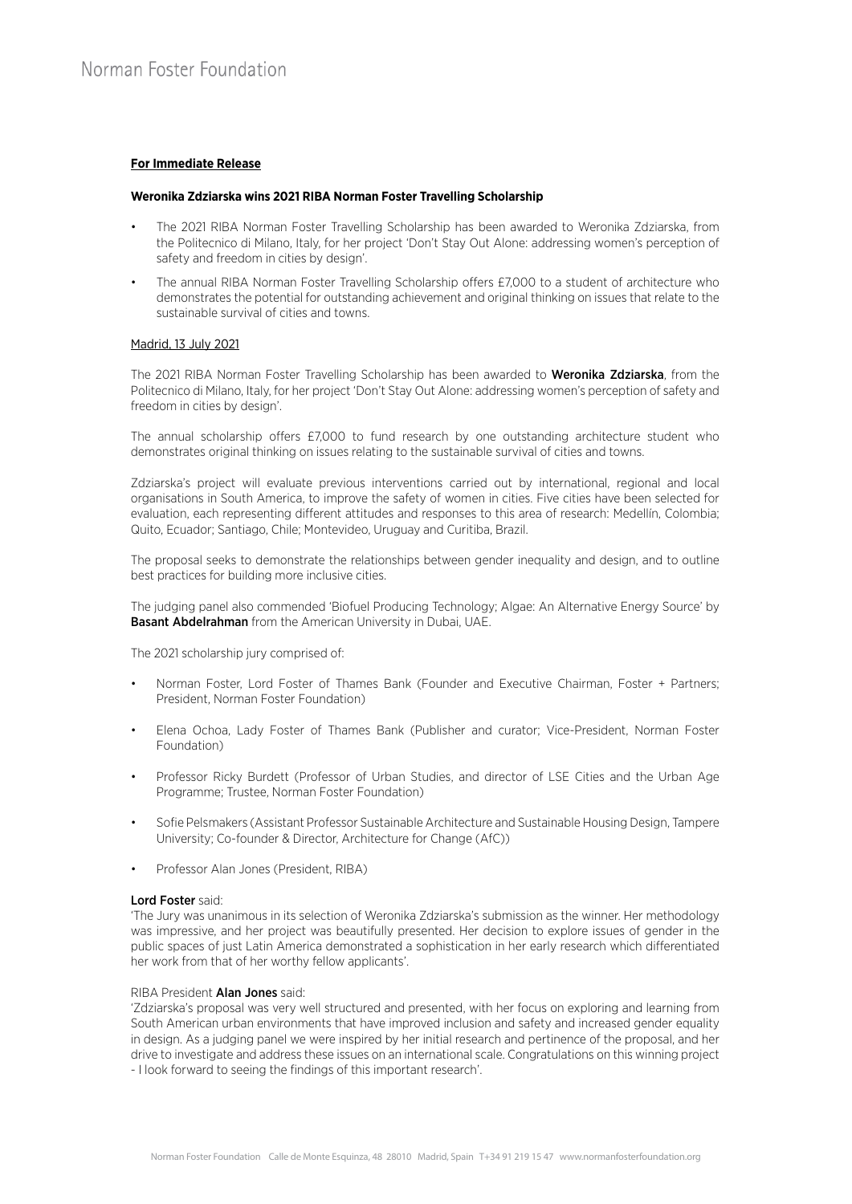**For Immediate Release**

**Weronika Zdziarska wins 2021 RIBA Norman Foster Travelling Scholarship**

- The 2021 RIBA Norman Foster Travelling Scholarship has been awarded to Weronika Zdziarska, from the Politecnico di Milano, Italy, for her project 'Don't Stay Out Alone: addressing women's perception of safety and freedom in cities by design'.
- The annual RIBA Norman Foster Travelling Scholarship offers £7,000 to a student of architecture who demonstrates the potential for outstanding achievement and original thinking on issues that relate to the sustainable survival of cities and towns.

Madrid, 13 July 2021

The 2021 RIBA Norman Foster Travelling Scholarship has been awarded to **Weronika Zdziarska**, from the Politecnico di Milano, Italy, for her project 'Don't Stay Out Alone: addressing women's perception of safety and freedom in cities by design'.

The annual scholarship offers £7,000 to fund research by one outstanding architecture student who demonstrates original thinking on issues relating to the sustainable survival of cities and towns.

Zdziarska's project will evaluate previous interventions carried out by international, regional and local organisations in South America, to improve the safety of women in cities. Five cities have been selected for evaluation, each representing different attitudes and responses to this area of research: Medellín, Colombia; Quito, Ecuador; Santiago, Chile; Montevideo, Uruguay and Curitiba, Brazil.

The proposal seeks to demonstrate the relationships between gender inequality and design, and to outline best practices for building more inclusive cities.

The judging panel also commended 'Biofuel Producing Technology; Algae: An Alternative Energy Source' by **Basant Abdelrahman** from the American University in Dubai, UAE.

The 2021 scholarship jury comprised of:

- Norman Foster, Lord Foster of Thames Bank (Founder and Executive Chairman, Foster + Partners; President, Norman Foster Foundation)
- Elena Ochoa, Lady Foster of Thames Bank (Publisher and curator; Vice-President, Norman Foster Foundation)
- Professor Ricky Burdett (Professor of Urban Studies, and director of LSE Cities and the Urban Age Programme; Trustee, Norman Foster Foundation)
- Sofie Pelsmakers (Assistant Professor Sustainable Architecture and Sustainable Housing Design, Tampere University; Co-founder & Director, Architecture for Change (AfC))
- Professor Alan Jones (President, RIBA)

**Lord Foster** said:
'The Jury was unanimous in its selection of Weronika Zdziarska's submission as the winner. Her methodology was impressive, and her project was beautifully presented. Her decision to explore issues of gender in the public spaces of just Latin America demonstrated a sophistication in her early research which differentiated her work from that of her worthy fellow applicants'.

RIBA President **Alan Jones** said:
'Zdziarska's proposal was very well structured and presented, with her focus on exploring and learning from South American urban environments that have improved inclusion and safety and increased gender equality in design. As a judging panel we were inspired by her initial research and pertinence of the proposal, and her drive to investigate and address these issues on an international scale. Congratulations on this winning project - I look forward to seeing the findings of this important research'.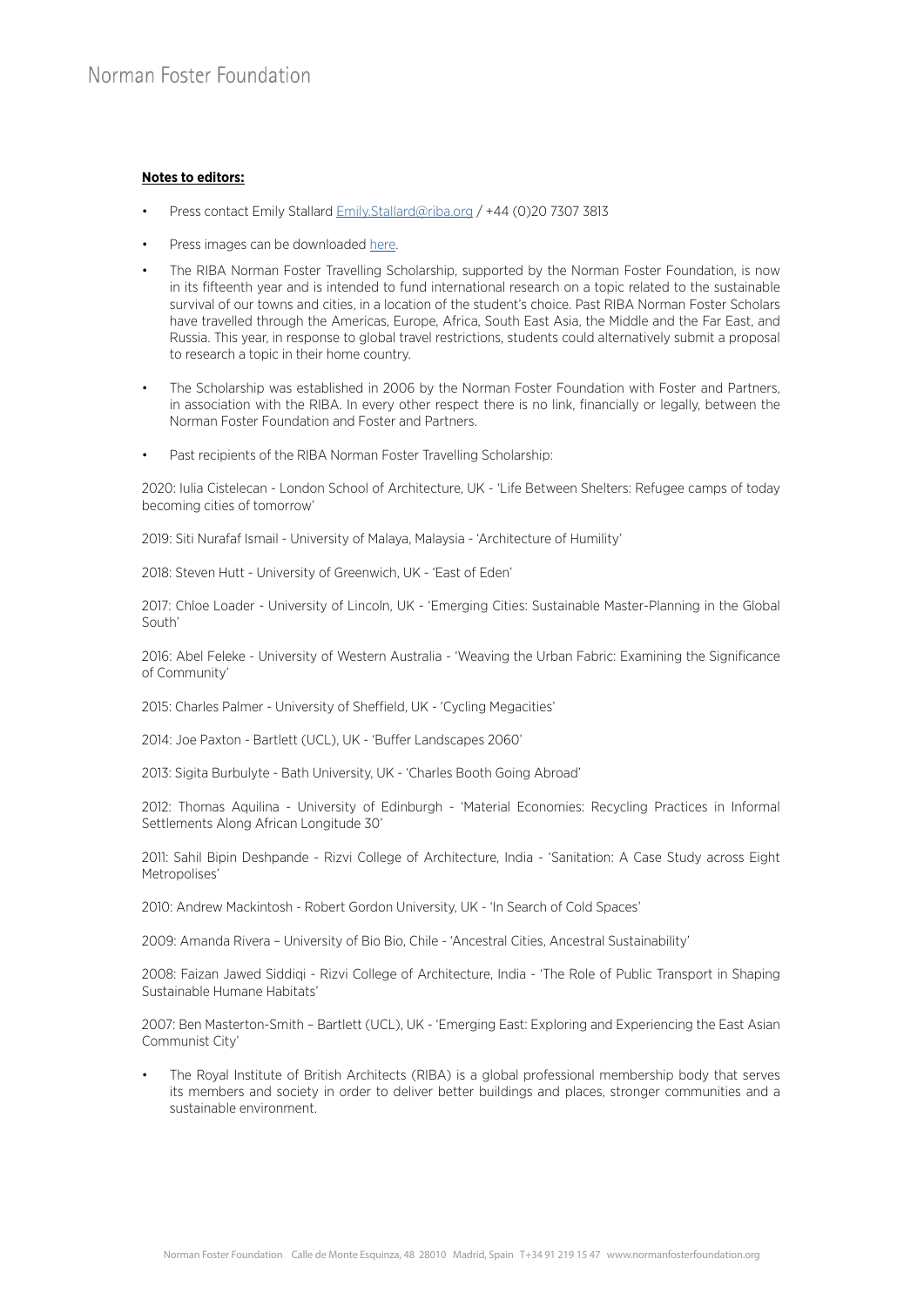**Notes to editors:**

- Press contact Emily Stallard Emily.Stallard@riba.org / +44 (0)20 7307 3813
- Press images can be downloaded here.
- The RIBA Norman Foster Travelling Scholarship, supported by the Norman Foster Foundation, is now in its fifteenth year and is intended to fund international research on a topic related to the sustainable survival of our towns and cities, in a location of the student's choice. Past RIBA Norman Foster Scholars have travelled through the Americas, Europe, Africa, South East Asia, the Middle and the Far East, and Russia. This year, in response to global travel restrictions, students could alternatively submit a proposal to research a topic in their home country.
- The Scholarship was established in 2006 by the Norman Foster Foundation with Foster and Partners, in association with the RIBA. In every other respect there is no link, financially or legally, between the Norman Foster Foundation and Foster and Partners.
- Past recipients of the RIBA Norman Foster Travelling Scholarship:

2020: Iulia Cistelecan - London School of Architecture, UK - 'Life Between Shelters: Refugee camps of today becoming cities of tomorrow'

2019: Siti Nurafaf Ismail - University of Malaya, Malaysia - 'Architecture of Humility'

2018: Steven Hutt - University of Greenwich, UK - 'East of Eden'

2017: Chloe Loader - University of Lincoln, UK - 'Emerging Cities: Sustainable Master-Planning in the Global South'

2016: Abel Feleke - University of Western Australia - 'Weaving the Urban Fabric: Examining the Significance of Community'

2015: Charles Palmer - University of Sheffield, UK - 'Cycling Megacities'

2014: Joe Paxton - Bartlett (UCL), UK - 'Buffer Landscapes 2060'

2013: Sigita Burbulyte - Bath University, UK - 'Charles Booth Going Abroad'

2012: Thomas Aquilina - University of Edinburgh - 'Material Economies: Recycling Practices in Informal Settlements Along African Longitude 30'

2011: Sahil Bipin Deshpande - Rizvi College of Architecture, India - 'Sanitation: A Case Study across Eight Metropolises'

2010: Andrew Mackintosh - Robert Gordon University, UK - 'In Search of Cold Spaces'

2009: Amanda Rivera – University of Bio Bio, Chile - 'Ancestral Cities, Ancestral Sustainability'

2008: Faizan Jawed Siddiqi - Rizvi College of Architecture, India - 'The Role of Public Transport in Shaping Sustainable Humane Habitats'

2007: Ben Masterton-Smith – Bartlett (UCL), UK - 'Emerging East: Exploring and Experiencing the East Asian Communist City'

- The Royal Institute of British Architects (RIBA) is a global professional membership body that serves its members and society in order to deliver better buildings and places, stronger communities and a sustainable environment.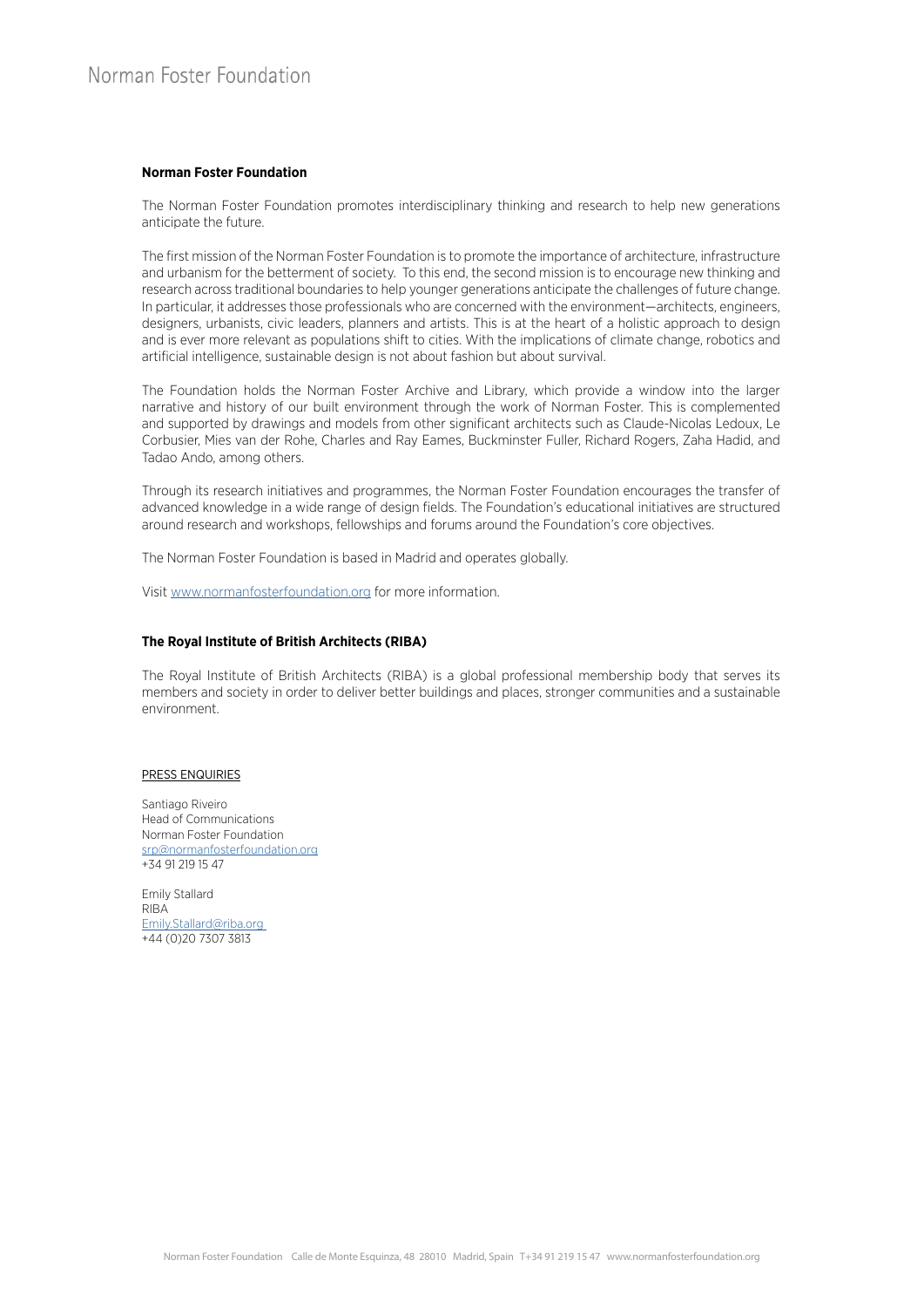## Norman Foster Foundation

The Norman Foster Foundation promotes interdisciplinary thinking and research to help new generations anticipate the future.

The first mission of the Norman Foster Foundation is to promote the importance of architecture, infrastructure and urbanism for the betterment of society. To this end, the second mission is to encourage new thinking and research across traditional boundaries to help younger generations anticipate the challenges of future change. In particular, it addresses those professionals who are concerned with the environment—architects, engineers, designers, urbanists, civic leaders, planners and artists. This is at the heart of a holistic approach to design and is ever more relevant as populations shift to cities. With the implications of climate change, robotics and artificial intelligence, sustainable design is not about fashion but about survival.

The Foundation holds the Norman Foster Archive and Library, which provide a window into the larger narrative and history of our built environment through the work of Norman Foster. This is complemented and supported by drawings and models from other significant architects such as Claude-Nicolas Ledoux, Le Corbusier, Mies van der Rohe, Charles and Ray Eames, Buckminster Fuller, Richard Rogers, Zaha Hadid, and Tadao Ando, among others.

Through its research initiatives and programmes, the Norman Foster Foundation encourages the transfer of advanced knowledge in a wide range of design fields. The Foundation's educational initiatives are structured around research and workshops, fellowships and forums around the Foundation's core objectives.

The Norman Foster Foundation is based in Madrid and operates globally.

Visit www.normanfosterfoundation.org for more information.

## The Royal Institute of British Architects (RIBA)

The Royal Institute of British Architects (RIBA) is a global professional membership body that serves its members and society in order to deliver better buildings and places, stronger communities and a sustainable environment.

PRESS ENQUIRIES

Santiago Riveiro
Head of Communications
Norman Foster Foundation
srp@normanfosterfoundation.org
+34 91 219 15 47

Emily Stallard
RIBA
Emily.Stallard@riba.org
+44 (0)20 7307 3813